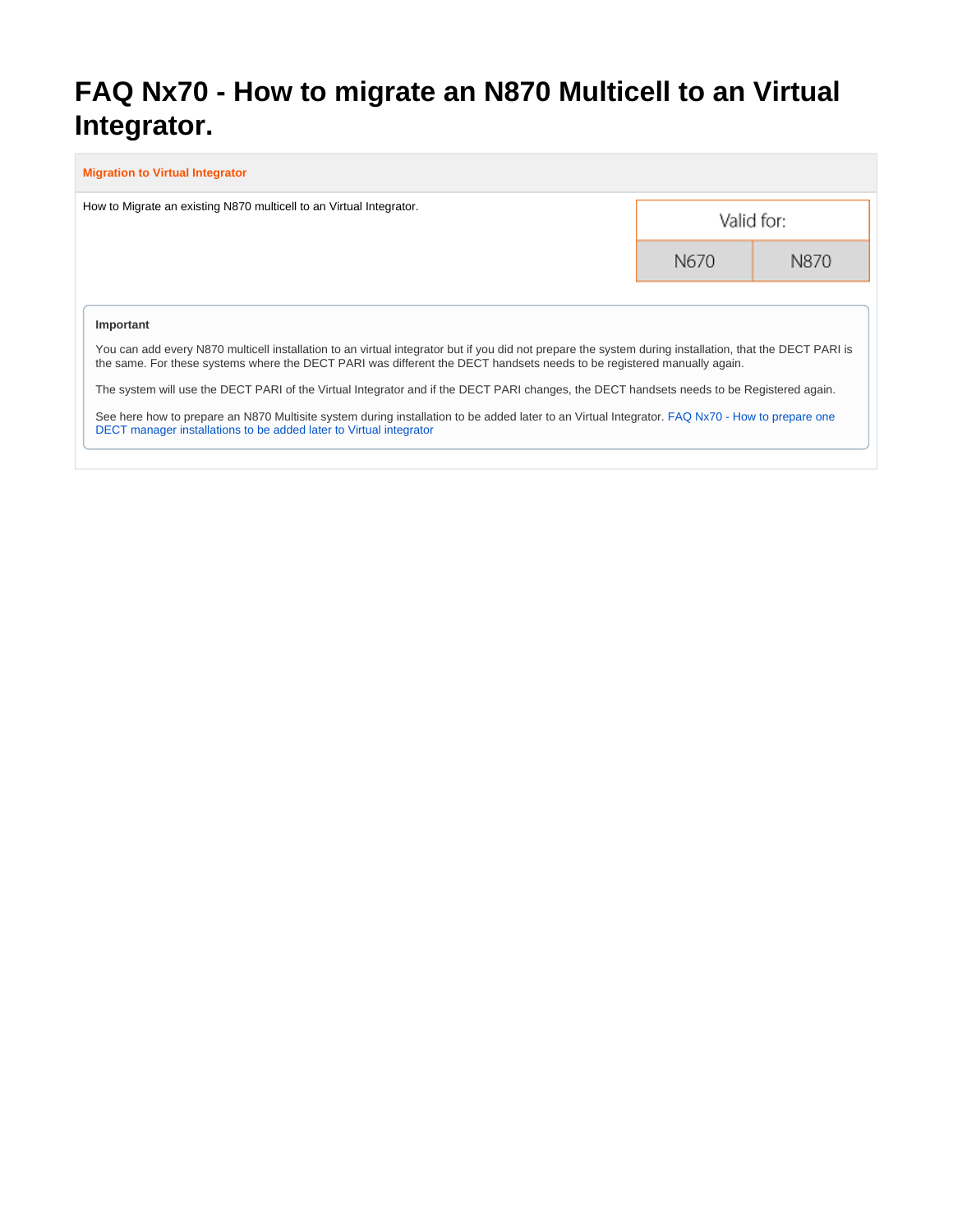# FAQ Nx70 - How to migrate an N870 Multicell to an Virtual Integrator.

**Migration to Virtual Integrator**

How to Migrate an existing N870 multicell to an Virtual Integrator.

| Valid for: | |
| --- | --- |
| N670 | N870 |

**Important**

You can add every N870 multicell installation to an virtual integrator but if you did not prepare the system during installation, that the DECT PARI is the same. For these systems where the DECT PARI was different the DECT handsets needs to be registered manually again.

The system will use the DECT PARI of the Virtual Integrator and if the DECT PARI changes, the DECT handsets needs to be Registered again.

See here how to prepare an N870 Multisite system during installation to be added later to an Virtual Integrator. FAQ Nx70 - How to prepare one DECT manager installations to be added later to Virtual integrator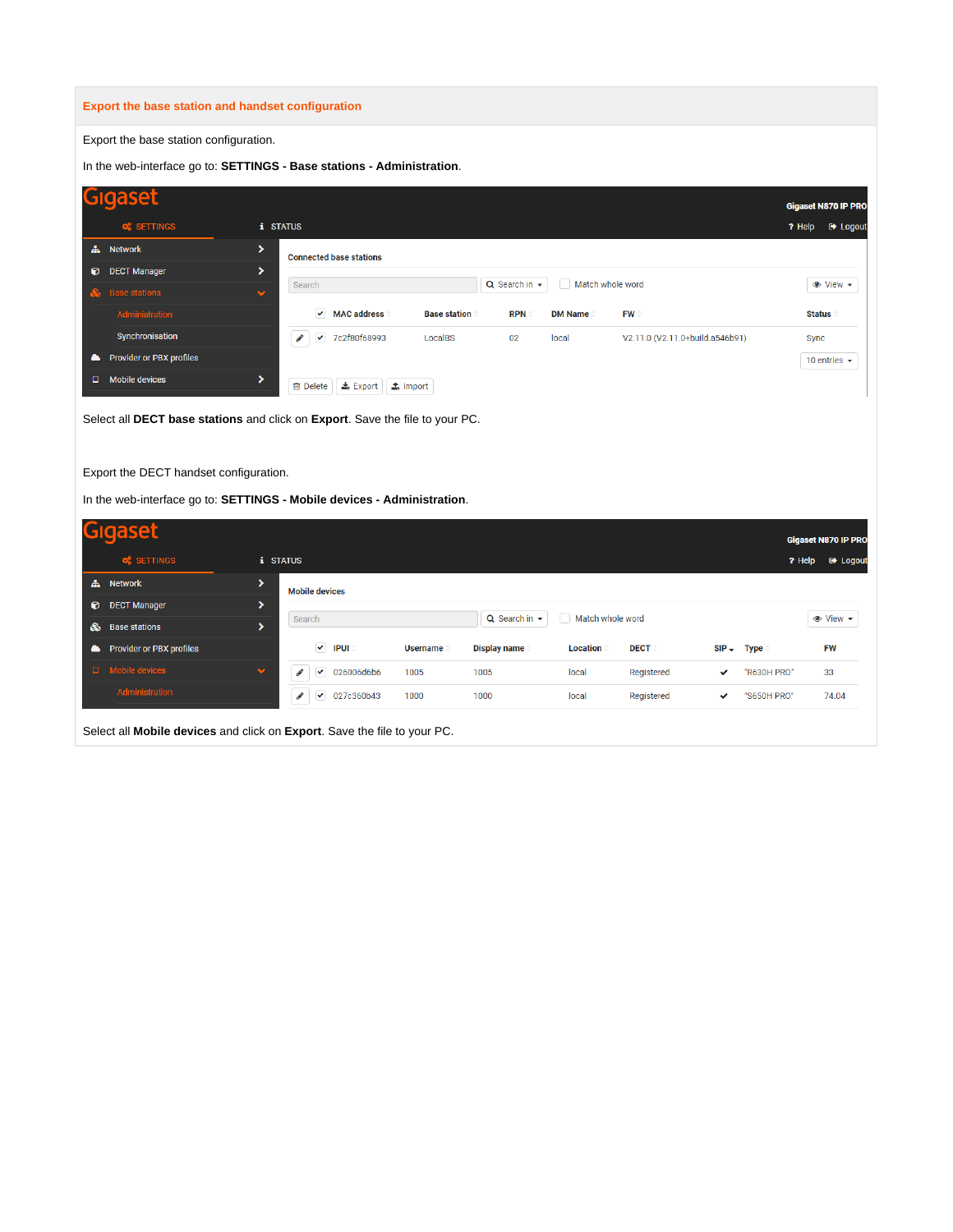## Export the base station and handset configuration

Export the base station configuration.

In the web-interface go to: **SETTINGS - Base stations - Administration**.

Select all **DECT base stations** and click on **Export**. Save the file to your PC.

Export the DECT handset configuration.

In the web-interface go to: **SETTINGS - Mobile devices - Administration**.

Select all **Mobile devices** and click on **Export**. Save the file to your PC.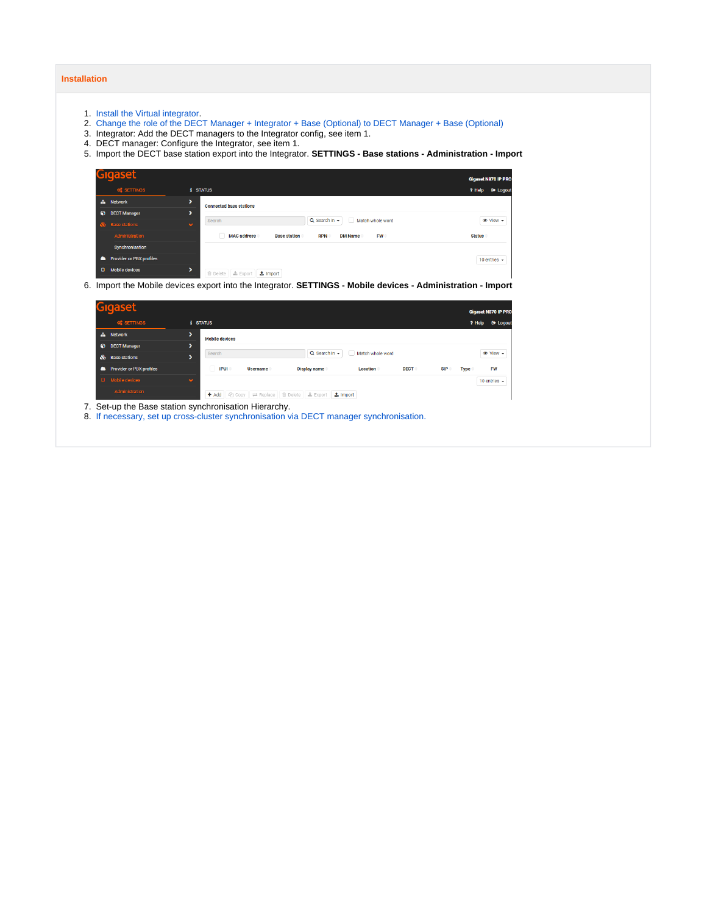## Installation

1. Install the Virtual integrator.
2. Change the role of the DECT Manager + Integrator + Base (Optional) to DECT Manager + Base (Optional)
3. Integrator: Add the DECT managers to the Integrator config, see item 1.
4. DECT manager: Configure the Integrator, see item 1.
5. Import the DECT base station export into the Integrator. **SETTINGS - Base stations - Administration - Import**
6. Import the Mobile devices export into the Integrator. **SETTINGS - Mobile devices - Administration - Import**
7. Set-up the Base station synchronisation Hierarchy.
8. If necessary, set up cross-cluster synchronisation via DECT manager synchronisation.